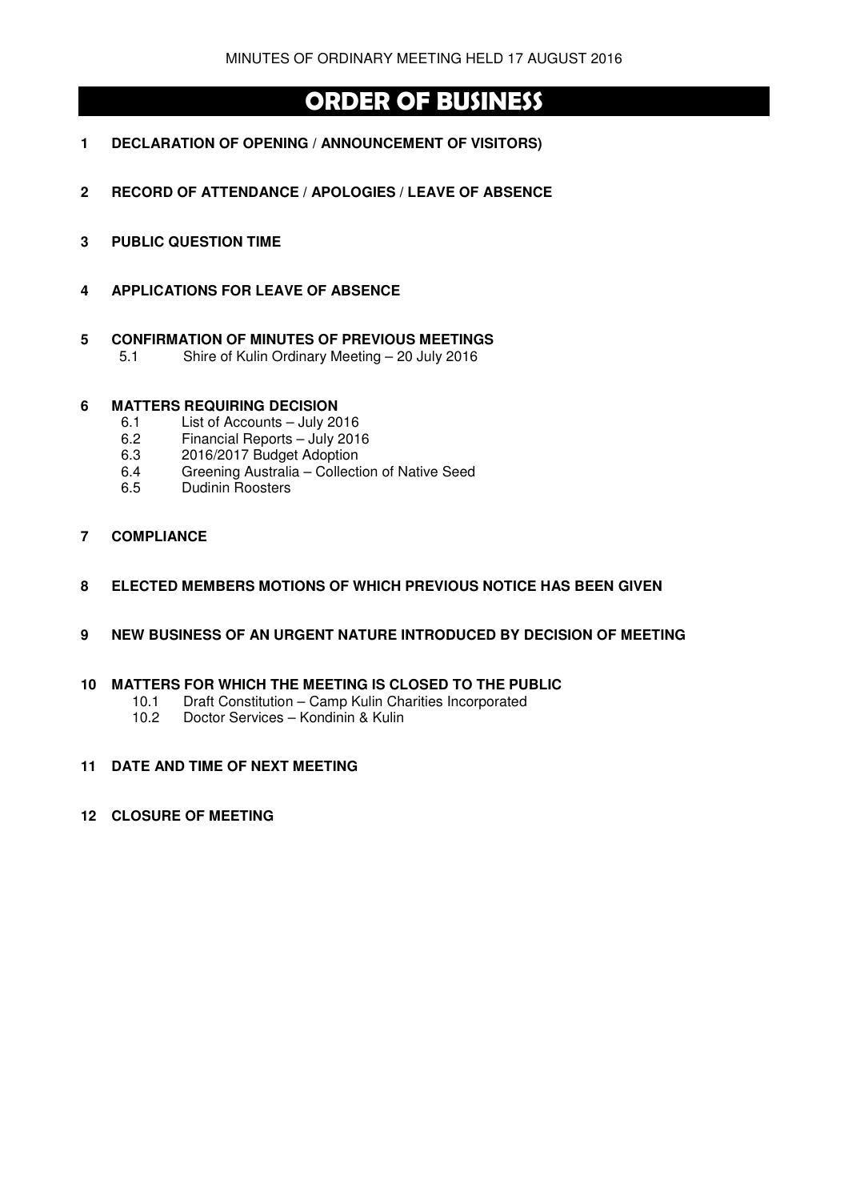# ORDER OF BUSINESS

**1 DECLARATION OF OPENING / ANNOUNCEMENT OF VISITORS)**

**2 RECORD OF ATTENDANCE / APOLOGIES / LEAVE OF ABSENCE**

**3 PUBLIC QUESTION TIME**

**4 APPLICATIONS FOR LEAVE OF ABSENCE**

**5 CONFIRMATION OF MINUTES OF PREVIOUS MEETINGS**

- 5.1 Shire of Kulin Ordinary Meeting – 20 July 2016

**6 MATTERS REQUIRING DECISION**

- 6.1 List of Accounts – July 2016
- 6.2 Financial Reports – July 2016
- 6.3 2016/2017 Budget Adoption
- 6.4 Greening Australia – Collection of Native Seed
- 6.5 Dudinin Roosters

**7 COMPLIANCE**

**8 ELECTED MEMBERS MOTIONS OF WHICH PREVIOUS NOTICE HAS BEEN GIVEN**

**9 NEW BUSINESS OF AN URGENT NATURE INTRODUCED BY DECISION OF MEETING**

**10 MATTERS FOR WHICH THE MEETING IS CLOSED TO THE PUBLIC**

- 10.1 Draft Constitution – Camp Kulin Charities Incorporated
- 10.2 Doctor Services – Kondinin & Kulin

**11 DATE AND TIME OF NEXT MEETING**

**12 CLOSURE OF MEETING**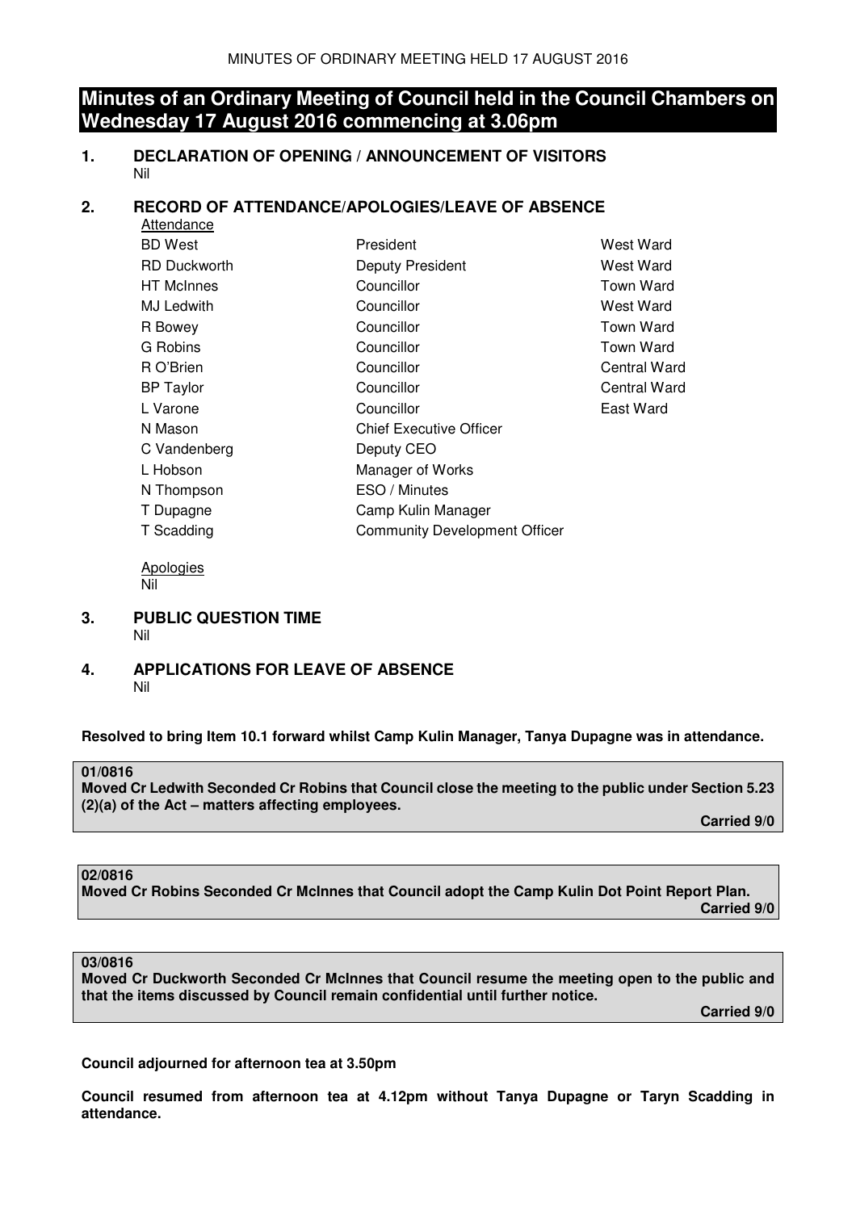# Minutes of an Ordinary Meeting of Council held in the Council Chambers on Wednesday 17 August 2016 commencing at 3.06pm

## 1. DECLARATION OF OPENING / ANNOUNCEMENT OF VISITORS

Nil

## 2. RECORD OF ATTENDANCE/APOLOGIES/LEAVE OF ABSENCE

Attendance

| | | |
|---|---|---|
| BD West | President | West Ward |
| RD Duckworth | Deputy President | West Ward |
| HT McInnes | Councillor | Town Ward |
| MJ Ledwith | Councillor | West Ward |
| R Bowey | Councillor | Town Ward |
| G Robins | Councillor | Town Ward |
| R O'Brien | Councillor | Central Ward |
| BP Taylor | Councillor | Central Ward |
| L Varone | Councillor | East Ward |
| N Mason | Chief Executive Officer | |
| C Vandenberg | Deputy CEO | |
| L Hobson | Manager of Works | |
| N Thompson | ESO / Minutes | |
| T Dupagne | Camp Kulin Manager | |
| T Scadding | Community Development Officer | |

Apologies

Nil

## 3. PUBLIC QUESTION TIME

Nil

## 4. APPLICATIONS FOR LEAVE OF ABSENCE

Nil

**Resolved to bring Item 10.1 forward whilst Camp Kulin Manager, Tanya Dupagne was in attendance.**

**01/0816**
**Moved Cr Ledwith Seconded Cr Robins that Council close the meeting to the public under Section 5.23 (2)(a) of the Act – matters affecting employees.**
**Carried 9/0**

**02/0816**
**Moved Cr Robins Seconded Cr McInnes that Council adopt the Camp Kulin Dot Point Report Plan.**
**Carried 9/0**

**03/0816**
**Moved Cr Duckworth Seconded Cr McInnes that Council resume the meeting open to the public and that the items discussed by Council remain confidential until further notice.**
**Carried 9/0**

**Council adjourned for afternoon tea at 3.50pm**

**Council resumed from afternoon tea at 4.12pm without Tanya Dupagne or Taryn Scadding in attendance.**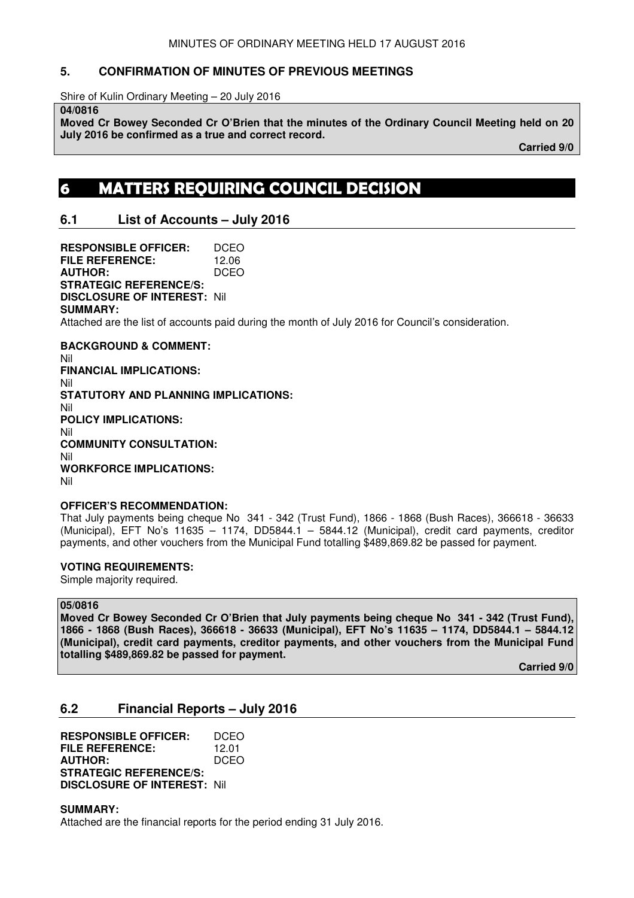## 5. CONFIRMATION OF MINUTES OF PREVIOUS MEETINGS

Shire of Kulin Ordinary Meeting – 20 July 2016

**04/0816**
**Moved Cr Bowey Seconded Cr O'Brien that the minutes of the Ordinary Council Meeting held on 20 July 2016 be confirmed as a true and correct record.**

**Carried 9/0**

# 6 MATTERS REQUIRING COUNCIL DECISION

## 6.1 List of Accounts – July 2016

**RESPONSIBLE OFFICER:** DCEO
**FILE REFERENCE:** 12.06
**AUTHOR:** DCEO
**STRATEGIC REFERENCE/S:**
**DISCLOSURE OF INTEREST:** Nil
**SUMMARY:**
Attached are the list of accounts paid during the month of July 2016 for Council's consideration.

**BACKGROUND & COMMENT:**
Nil
**FINANCIAL IMPLICATIONS:**
Nil
**STATUTORY AND PLANNING IMPLICATIONS:**
Nil
**POLICY IMPLICATIONS:**
Nil
**COMMUNITY CONSULTATION:**
Nil
**WORKFORCE IMPLICATIONS:**
Nil

**OFFICER'S RECOMMENDATION:**
That July payments being cheque No 341 - 342 (Trust Fund), 1866 - 1868 (Bush Races), 366618 - 36633 (Municipal), EFT No's 11635 – 1174, DD5844.1 – 5844.12 (Municipal), credit card payments, creditor payments, and other vouchers from the Municipal Fund totalling $489,869.82 be passed for payment.

**VOTING REQUIREMENTS:**
Simple majority required.

**05/0816**
**Moved Cr Bowey Seconded Cr O'Brien that July payments being cheque No 341 - 342 (Trust Fund), 1866 - 1868 (Bush Races), 366618 - 36633 (Municipal), EFT No's 11635 – 1174, DD5844.1 – 5844.12 (Municipal), credit card payments, creditor payments, and other vouchers from the Municipal Fund totalling $489,869.82 be passed for payment.**

**Carried 9/0**

## 6.2 Financial Reports – July 2016

**RESPONSIBLE OFFICER:** DCEO
**FILE REFERENCE:** 12.01
**AUTHOR:** DCEO
**STRATEGIC REFERENCE/S:**
**DISCLOSURE OF INTEREST:** Nil

**SUMMARY:**
Attached are the financial reports for the period ending 31 July 2016.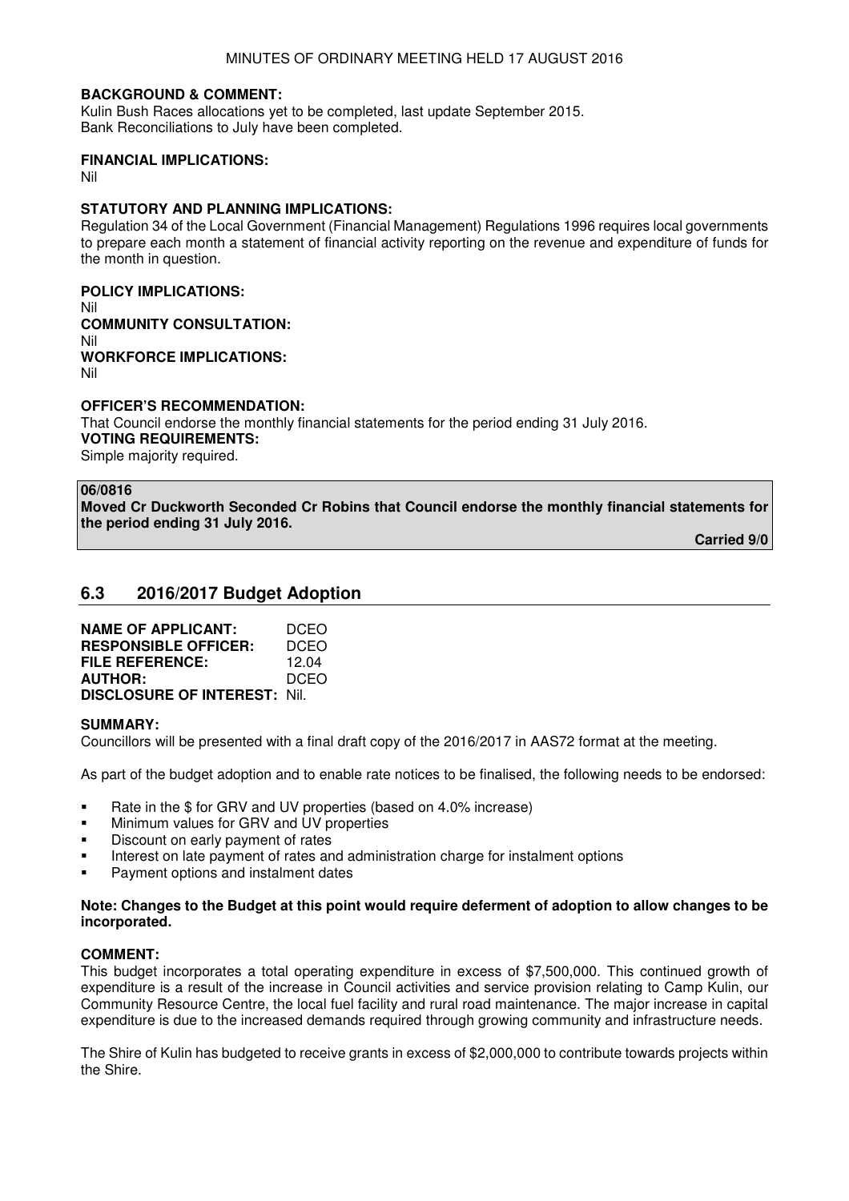**BACKGROUND & COMMENT:**
Kulin Bush Races allocations yet to be completed, last update September 2015.
Bank Reconciliations to July have been completed.

**FINANCIAL IMPLICATIONS:**
Nil

**STATUTORY AND PLANNING IMPLICATIONS:**
Regulation 34 of the Local Government (Financial Management) Regulations 1996 requires local governments to prepare each month a statement of financial activity reporting on the revenue and expenditure of funds for the month in question.

**POLICY IMPLICATIONS:**
Nil
**COMMUNITY CONSULTATION:**
Nil
**WORKFORCE IMPLICATIONS:**
Nil

**OFFICER'S RECOMMENDATION:**
That Council endorse the monthly financial statements for the period ending 31 July 2016.
**VOTING REQUIREMENTS:**
Simple majority required.

**06/0816**
**Moved Cr Duckworth Seconded Cr Robins that Council endorse the monthly financial statements for the period ending 31 July 2016.**

**Carried 9/0**

## 6.3 2016/2017 Budget Adoption

**NAME OF APPLICANT:** DCEO
**RESPONSIBLE OFFICER:** DCEO
**FILE REFERENCE:** 12.04
**AUTHOR:** DCEO
**DISCLOSURE OF INTEREST:** Nil.

**SUMMARY:**
Councillors will be presented with a final draft copy of the 2016/2017 in AAS72 format at the meeting.

As part of the budget adoption and to enable rate notices to be finalised, the following needs to be endorsed:

- Rate in the $ for GRV and UV properties (based on 4.0% increase)
- Minimum values for GRV and UV properties
- Discount on early payment of rates
- Interest on late payment of rates and administration charge for instalment options
- Payment options and instalment dates

**Note: Changes to the Budget at this point would require deferment of adoption to allow changes to be incorporated.**

**COMMENT:**
This budget incorporates a total operating expenditure in excess of $7,500,000. This continued growth of expenditure is a result of the increase in Council activities and service provision relating to Camp Kulin, our Community Resource Centre, the local fuel facility and rural road maintenance. The major increase in capital expenditure is due to the increased demands required through growing community and infrastructure needs.

The Shire of Kulin has budgeted to receive grants in excess of $2,000,000 to contribute towards projects within the Shire.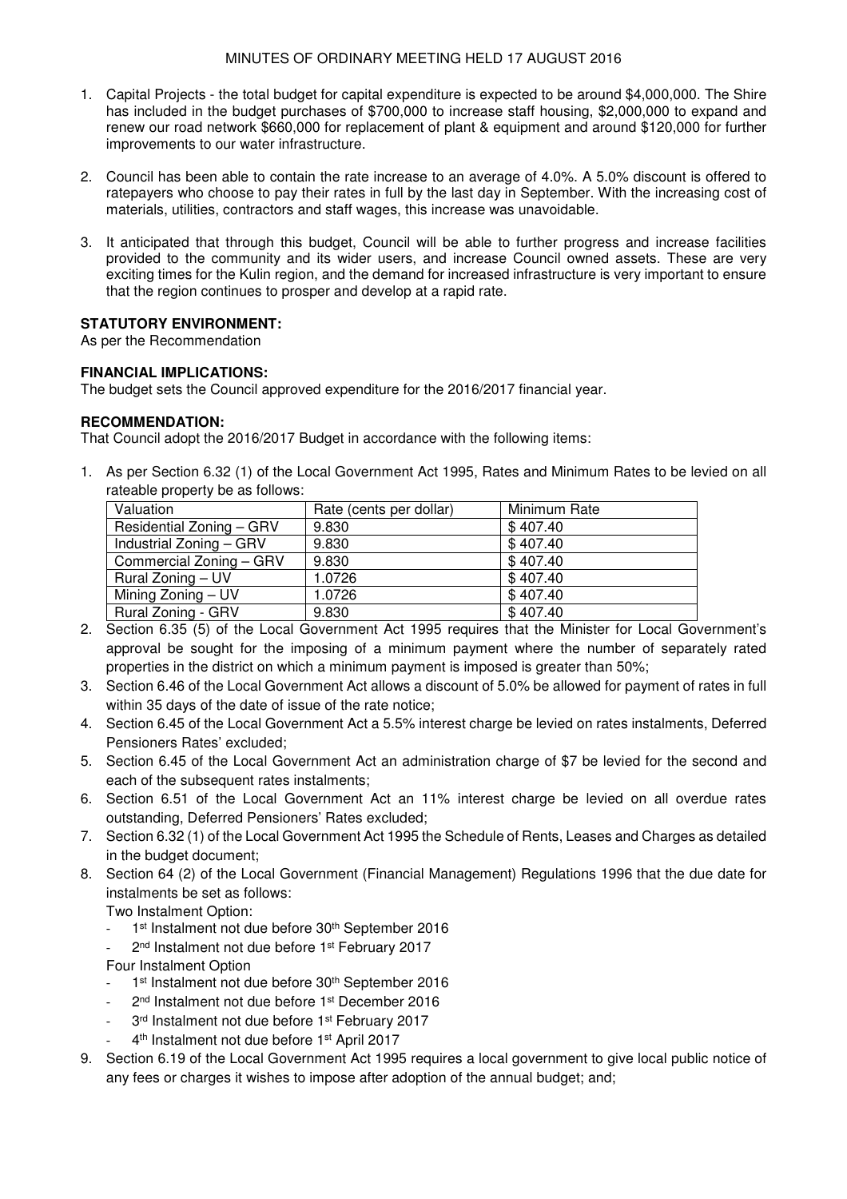1. Capital Projects - the total budget for capital expenditure is expected to be around $4,000,000. The Shire has included in the budget purchases of $700,000 to increase staff housing, $2,000,000 to expand and renew our road network $660,000 for replacement of plant & equipment and around $120,000 for further improvements to our water infrastructure.

2. Council has been able to contain the rate increase to an average of 4.0%. A 5.0% discount is offered to ratepayers who choose to pay their rates in full by the last day in September. With the increasing cost of materials, utilities, contractors and staff wages, this increase was unavoidable.

3. It anticipated that through this budget, Council will be able to further progress and increase facilities provided to the community and its wider users, and increase Council owned assets. These are very exciting times for the Kulin region, and the demand for increased infrastructure is very important to ensure that the region continues to prosper and develop at a rapid rate.

**STATUTORY ENVIRONMENT:**
As per the Recommendation

**FINANCIAL IMPLICATIONS:**
The budget sets the Council approved expenditure for the 2016/2017 financial year.

**RECOMMENDATION:**
That Council adopt the 2016/2017 Budget in accordance with the following items:

1. As per Section 6.32 (1) of the Local Government Act 1995, Rates and Minimum Rates to be levied on all rateable property be as follows:

| Valuation | Rate (cents per dollar) | Minimum Rate |
|---|---|---|
| Residential Zoning – GRV | 9.830 | $ 407.40 |
| Industrial Zoning – GRV | 9.830 | $ 407.40 |
| Commercial Zoning – GRV | 9.830 | $ 407.40 |
| Rural Zoning – UV | 1.0726 | $ 407.40 |
| Mining Zoning – UV | 1.0726 | $ 407.40 |
| Rural Zoning - GRV | 9.830 | $ 407.40 |

2. Section 6.35 (5) of the Local Government Act 1995 requires that the Minister for Local Government's approval be sought for the imposing of a minimum payment where the number of separately rated properties in the district on which a minimum payment is imposed is greater than 50%;
3. Section 6.46 of the Local Government Act allows a discount of 5.0% be allowed for payment of rates in full within 35 days of the date of issue of the rate notice;
4. Section 6.45 of the Local Government Act a 5.5% interest charge be levied on rates instalments, Deferred Pensioners Rates' excluded;
5. Section 6.45 of the Local Government Act an administration charge of $7 be levied for the second and each of the subsequent rates instalments;
6. Section 6.51 of the Local Government Act an 11% interest charge be levied on all overdue rates outstanding, Deferred Pensioners' Rates excluded;
7. Section 6.32 (1) of the Local Government Act 1995 the Schedule of Rents, Leases and Charges as detailed in the budget document;
8. Section 64 (2) of the Local Government (Financial Management) Regulations 1996 that the due date for instalments be set as follows:

   Two Instalment Option:
   - 1st Instalment not due before 30th September 2016
   - 2nd Instalment not due before 1st February 2017

   Four Instalment Option
   - 1st Instalment not due before 30th September 2016
   - 2nd Instalment not due before 1st December 2016
   - 3rd Instalment not due before 1st February 2017
   - 4th Instalment not due before 1st April 2017
9. Section 6.19 of the Local Government Act 1995 requires a local government to give local public notice of any fees or charges it wishes to impose after adoption of the annual budget; and;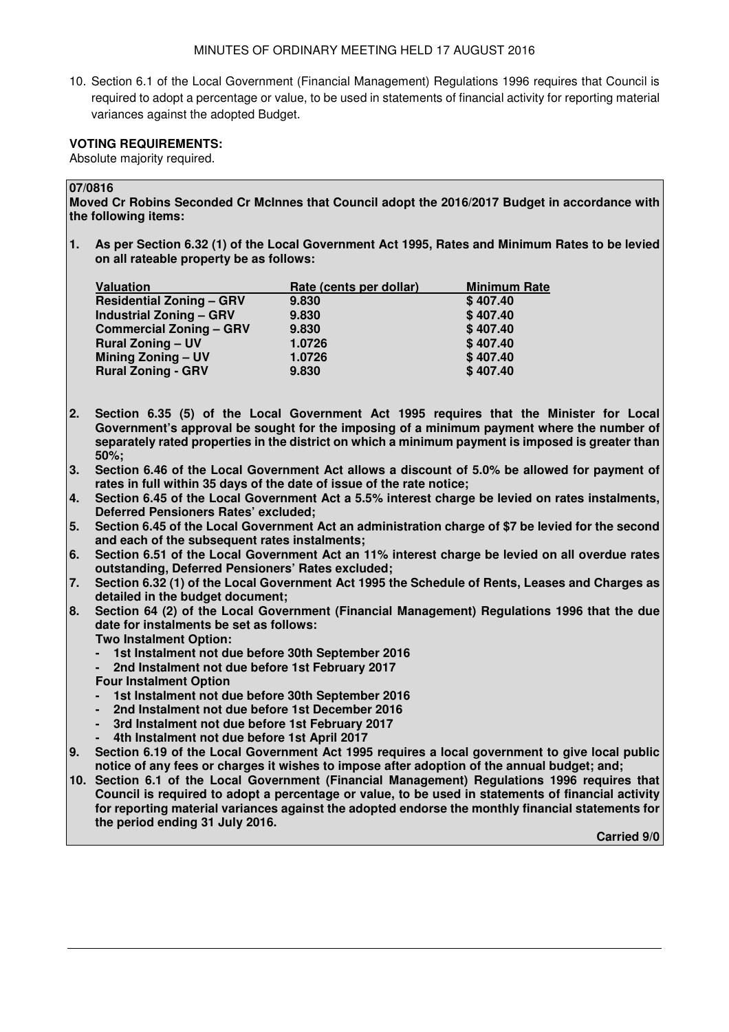10. Section 6.1 of the Local Government (Financial Management) Regulations 1996 requires that Council is required to adopt a percentage or value, to be used in statements of financial activity for reporting material variances against the adopted Budget.

**VOTING REQUIREMENTS:**
Absolute majority required.

**07/0816**

**Moved Cr Robins Seconded Cr McInnes that Council adopt the 2016/2017 Budget in accordance with the following items:**

**1. As per Section 6.32 (1) of the Local Government Act 1995, Rates and Minimum Rates to be levied on all rateable property be as follows:**

| Valuation | Rate (cents per dollar) | Minimum Rate |
|---|---|---|
| **Residential Zoning – GRV** | **9.830** | **$ 407.40** |
| **Industrial Zoning – GRV** | **9.830** | **$ 407.40** |
| **Commercial Zoning – GRV** | **9.830** | **$ 407.40** |
| **Rural Zoning – UV** | **1.0726** | **$ 407.40** |
| **Mining Zoning – UV** | **1.0726** | **$ 407.40** |
| **Rural Zoning - GRV** | **9.830** | **$ 407.40** |

**2. Section 6.35 (5) of the Local Government Act 1995 requires that the Minister for Local Government's approval be sought for the imposing of a minimum payment where the number of separately rated properties in the district on which a minimum payment is imposed is greater than 50%;**

**3. Section 6.46 of the Local Government Act allows a discount of 5.0% be allowed for payment of rates in full within 35 days of the date of issue of the rate notice;**

**4. Section 6.45 of the Local Government Act a 5.5% interest charge be levied on rates instalments, Deferred Pensioners Rates' excluded;**

**5. Section 6.45 of the Local Government Act an administration charge of $7 be levied for the second and each of the subsequent rates instalments;**

**6. Section 6.51 of the Local Government Act an 11% interest charge be levied on all overdue rates outstanding, Deferred Pensioners' Rates excluded;**

**7. Section 6.32 (1) of the Local Government Act 1995 the Schedule of Rents, Leases and Charges as detailed in the budget document;**

**8. Section 64 (2) of the Local Government (Financial Management) Regulations 1996 that the due date for instalments be set as follows:**

**Two Instalment Option:**
- **1st Instalment not due before 30th September 2016**
- **2nd Instalment not due before 1st February 2017**

**Four Instalment Option**
- **1st Instalment not due before 30th September 2016**
- **2nd Instalment not due before 1st December 2016**
- **3rd Instalment not due before 1st February 2017**
- **4th Instalment not due before 1st April 2017**

**9. Section 6.19 of the Local Government Act 1995 requires a local government to give local public notice of any fees or charges it wishes to impose after adoption of the annual budget; and;**

**10. Section 6.1 of the Local Government (Financial Management) Regulations 1996 requires that Council is required to adopt a percentage or value, to be used in statements of financial activity for reporting material variances against the adopted endorse the monthly financial statements for the period ending 31 July 2016.**

**Carried 9/0**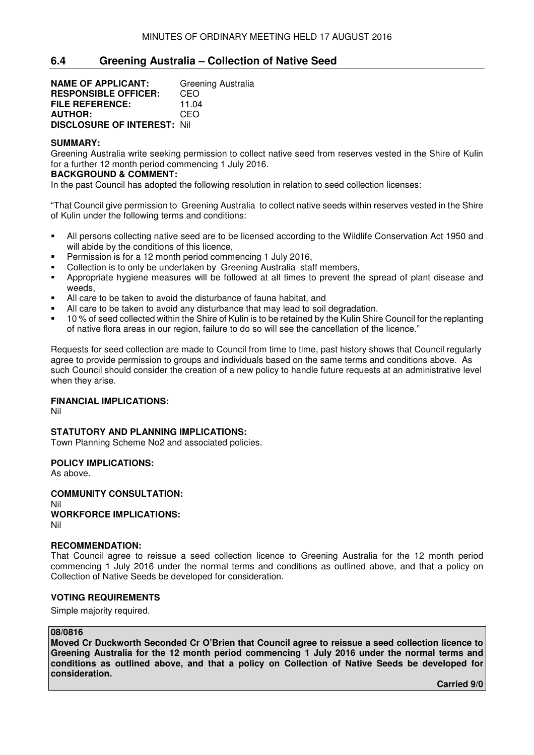## 6.4 Greening Australia – Collection of Native Seed

**NAME OF APPLICANT:** Greening Australia
**RESPONSIBLE OFFICER:** CEO
**FILE REFERENCE:** 11.04
**AUTHOR:** CEO
**DISCLOSURE OF INTEREST:** Nil

**SUMMARY:**
Greening Australia write seeking permission to collect native seed from reserves vested in the Shire of Kulin for a further 12 month period commencing 1 July 2016.

**BACKGROUND & COMMENT:**
In the past Council has adopted the following resolution in relation to seed collection licenses:

"That Council give permission to Greening Australia to collect native seeds within reserves vested in the Shire of Kulin under the following terms and conditions:

- All persons collecting native seed are to be licensed according to the Wildlife Conservation Act 1950 and will abide by the conditions of this licence,
- Permission is for a 12 month period commencing 1 July 2016,
- Collection is to only be undertaken by Greening Australia staff members,
- Appropriate hygiene measures will be followed at all times to prevent the spread of plant disease and weeds,
- All care to be taken to avoid the disturbance of fauna habitat, and
- All care to be taken to avoid any disturbance that may lead to soil degradation.
- 10 % of seed collected within the Shire of Kulin is to be retained by the Kulin Shire Council for the replanting of native flora areas in our region, failure to do so will see the cancellation of the licence."

Requests for seed collection are made to Council from time to time, past history shows that Council regularly agree to provide permission to groups and individuals based on the same terms and conditions above. As such Council should consider the creation of a new policy to handle future requests at an administrative level when they arise.

**FINANCIAL IMPLICATIONS:**
Nil

**STATUTORY AND PLANNING IMPLICATIONS:**
Town Planning Scheme No2 and associated policies.

**POLICY IMPLICATIONS:**
As above.

**COMMUNITY CONSULTATION:**
Nil

**WORKFORCE IMPLICATIONS:**
Nil

**RECOMMENDATION:**
That Council agree to reissue a seed collection licence to Greening Australia for the 12 month period commencing 1 July 2016 under the normal terms and conditions as outlined above, and that a policy on Collection of Native Seeds be developed for consideration.

**VOTING REQUIREMENTS**

Simple majority required.

**08/0816**

**Moved Cr Duckworth Seconded Cr O'Brien that Council agree to reissue a seed collection licence to Greening Australia for the 12 month period commencing 1 July 2016 under the normal terms and conditions as outlined above, and that a policy on Collection of Native Seeds be developed for consideration.**

**Carried 9/0**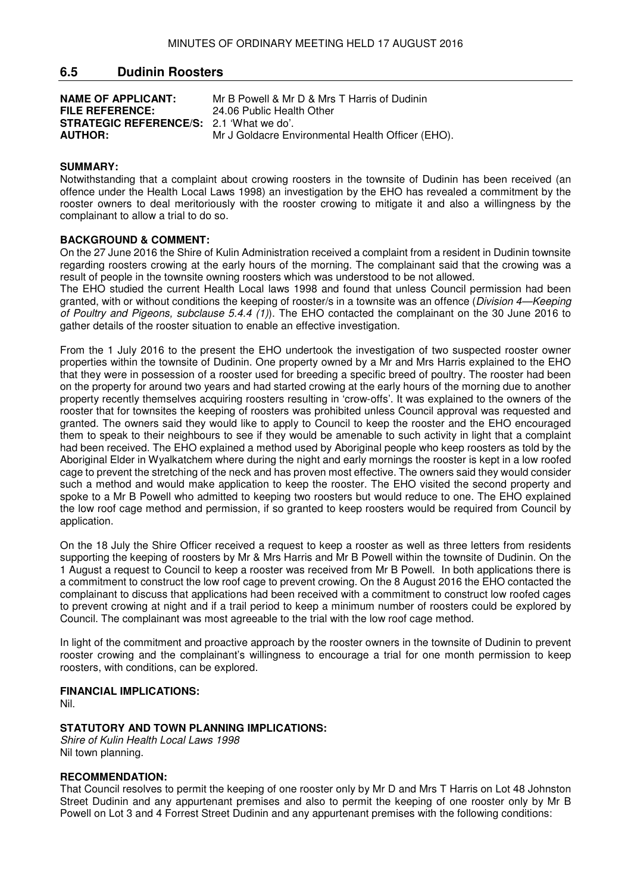## 6.5 Dudinin Roosters

**NAME OF APPLICANT:** Mr B Powell & Mr D & Mrs T Harris of Dudinin
**FILE REFERENCE:** 24.06 Public Health Other
**STRATEGIC REFERENCE/S:** 2.1 'What we do'.
**AUTHOR:** Mr J Goldacre Environmental Health Officer (EHO).

**SUMMARY:**

Notwithstanding that a complaint about crowing roosters in the townsite of Dudinin has been received (an offence under the Health Local Laws 1998) an investigation by the EHO has revealed a commitment by the rooster owners to deal meritoriously with the rooster crowing to mitigate it and also a willingness by the complainant to allow a trial to do so.

**BACKGROUND & COMMENT:**

On the 27 June 2016 the Shire of Kulin Administration received a complaint from a resident in Dudinin townsite regarding roosters crowing at the early hours of the morning. The complainant said that the crowing was a result of people in the townsite owning roosters which was understood to be not allowed.

The EHO studied the current Health Local laws 1998 and found that unless Council permission had been granted, with or without conditions the keeping of rooster/s in a townsite was an offence (*Division 4—Keeping of Poultry and Pigeons, subclause 5.4.4 (1)*). The EHO contacted the complainant on the 30 June 2016 to gather details of the rooster situation to enable an effective investigation.

From the 1 July 2016 to the present the EHO undertook the investigation of two suspected rooster owner properties within the townsite of Dudinin. One property owned by a Mr and Mrs Harris explained to the EHO that they were in possession of a rooster used for breeding a specific breed of poultry. The rooster had been on the property for around two years and had started crowing at the early hours of the morning due to another property recently themselves acquiring roosters resulting in 'crow-offs'. It was explained to the owners of the rooster that for townsites the keeping of roosters was prohibited unless Council approval was requested and granted. The owners said they would like to apply to Council to keep the rooster and the EHO encouraged them to speak to their neighbours to see if they would be amenable to such activity in light that a complaint had been received. The EHO explained a method used by Aboriginal people who keep roosters as told by the Aboriginal Elder in Wyalkatchem where during the night and early mornings the rooster is kept in a low roofed cage to prevent the stretching of the neck and has proven most effective. The owners said they would consider such a method and would make application to keep the rooster. The EHO visited the second property and spoke to a Mr B Powell who admitted to keeping two roosters but would reduce to one. The EHO explained the low roof cage method and permission, if so granted to keep roosters would be required from Council by application.

On the 18 July the Shire Officer received a request to keep a rooster as well as three letters from residents supporting the keeping of roosters by Mr & Mrs Harris and Mr B Powell within the townsite of Dudinin. On the 1 August a request to Council to keep a rooster was received from Mr B Powell. In both applications there is a commitment to construct the low roof cage to prevent crowing. On the 8 August 2016 the EHO contacted the complainant to discuss that applications had been received with a commitment to construct low roofed cages to prevent crowing at night and if a trail period to keep a minimum number of roosters could be explored by Council. The complainant was most agreeable to the trial with the low roof cage method.

In light of the commitment and proactive approach by the rooster owners in the townsite of Dudinin to prevent rooster crowing and the complainant's willingness to encourage a trial for one month permission to keep roosters, with conditions, can be explored.

**FINANCIAL IMPLICATIONS:**

Nil.

**STATUTORY AND TOWN PLANNING IMPLICATIONS:**

*Shire of Kulin Health Local Laws 1998*
Nil town planning.

**RECOMMENDATION:**

That Council resolves to permit the keeping of one rooster only by Mr D and Mrs T Harris on Lot 48 Johnston Street Dudinin and any appurtenant premises and also to permit the keeping of one rooster only by Mr B Powell on Lot 3 and 4 Forrest Street Dudinin and any appurtenant premises with the following conditions: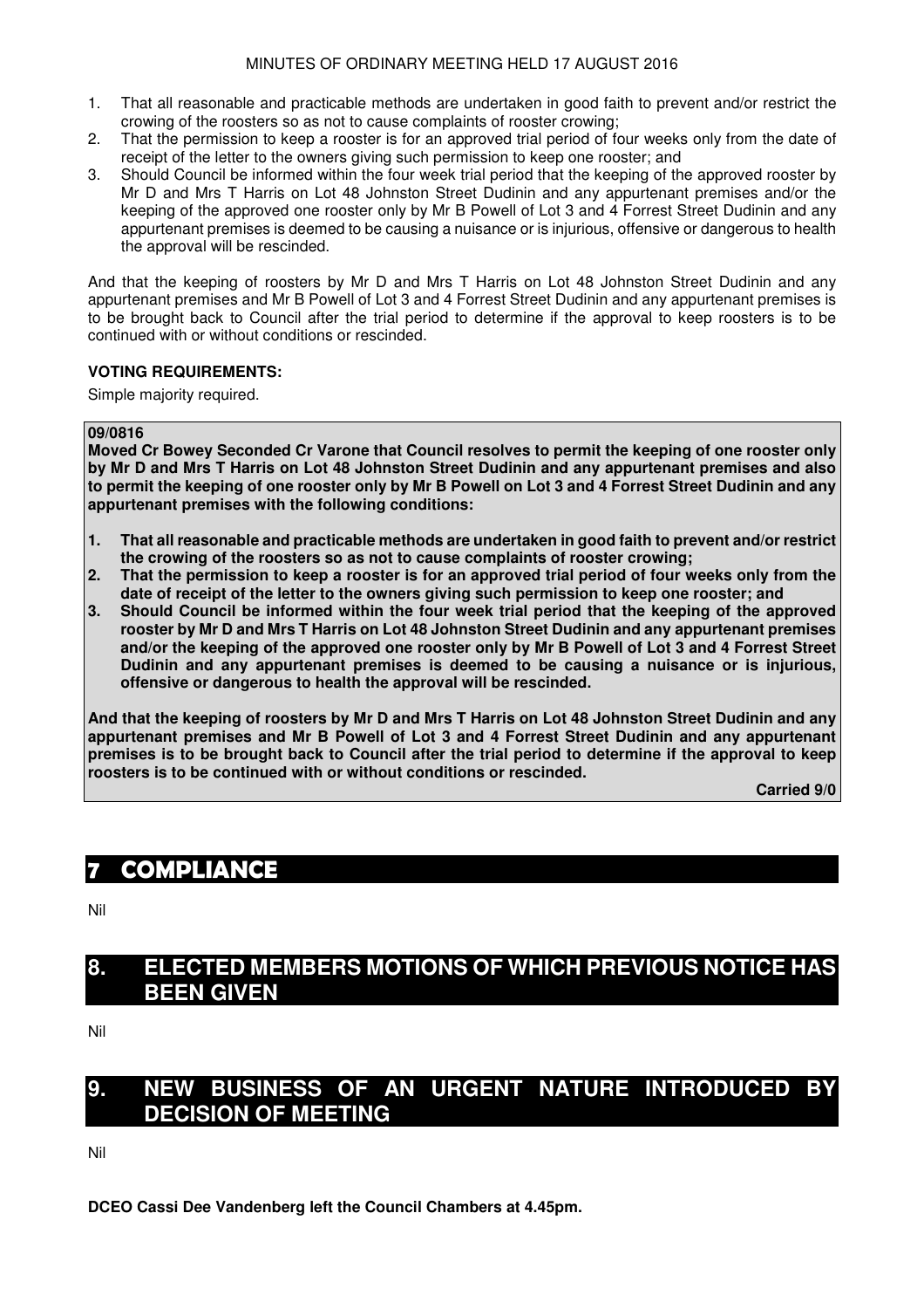1. That all reasonable and practicable methods are undertaken in good faith to prevent and/or restrict the crowing of the roosters so as not to cause complaints of rooster crowing;
2. That the permission to keep a rooster is for an approved trial period of four weeks only from the date of receipt of the letter to the owners giving such permission to keep one rooster; and
3. Should Council be informed within the four week trial period that the keeping of the approved rooster by Mr D and Mrs T Harris on Lot 48 Johnston Street Dudinin and any appurtenant premises and/or the keeping of the approved one rooster only by Mr B Powell of Lot 3 and 4 Forrest Street Dudinin and any appurtenant premises is deemed to be causing a nuisance or is injurious, offensive or dangerous to health the approval will be rescinded.

And that the keeping of roosters by Mr D and Mrs T Harris on Lot 48 Johnston Street Dudinin and any appurtenant premises and Mr B Powell of Lot 3 and 4 Forrest Street Dudinin and any appurtenant premises is to be brought back to Council after the trial period to determine if the approval to keep roosters is to be continued with or without conditions or rescinded.

**VOTING REQUIREMENTS:**

Simple majority required.

**09/0816**

**Moved Cr Bowey Seconded Cr Varone that Council resolves to permit the keeping of one rooster only by Mr D and Mrs T Harris on Lot 48 Johnston Street Dudinin and any appurtenant premises and also to permit the keeping of one rooster only by Mr B Powell on Lot 3 and 4 Forrest Street Dudinin and any appurtenant premises with the following conditions:**

1. **That all reasonable and practicable methods are undertaken in good faith to prevent and/or restrict the crowing of the roosters so as not to cause complaints of rooster crowing;**
2. **That the permission to keep a rooster is for an approved trial period of four weeks only from the date of receipt of the letter to the owners giving such permission to keep one rooster; and**
3. **Should Council be informed within the four week trial period that the keeping of the approved rooster by Mr D and Mrs T Harris on Lot 48 Johnston Street Dudinin and any appurtenant premises and/or the keeping of the approved one rooster only by Mr B Powell of Lot 3 and 4 Forrest Street Dudinin and any appurtenant premises is deemed to be causing a nuisance or is injurious, offensive or dangerous to health the approval will be rescinded.**

**And that the keeping of roosters by Mr D and Mrs T Harris on Lot 48 Johnston Street Dudinin and any appurtenant premises and Mr B Powell of Lot 3 and 4 Forrest Street Dudinin and any appurtenant premises is to be brought back to Council after the trial period to determine if the approval to keep roosters is to be continued with or without conditions or rescinded.**

**Carried 9/0**

# 7 COMPLIANCE

Nil

# 8. ELECTED MEMBERS MOTIONS OF WHICH PREVIOUS NOTICE HAS BEEN GIVEN

Nil

# 9. NEW BUSINESS OF AN URGENT NATURE INTRODUCED BY DECISION OF MEETING

Nil

**DCEO Cassi Dee Vandenberg left the Council Chambers at 4.45pm.**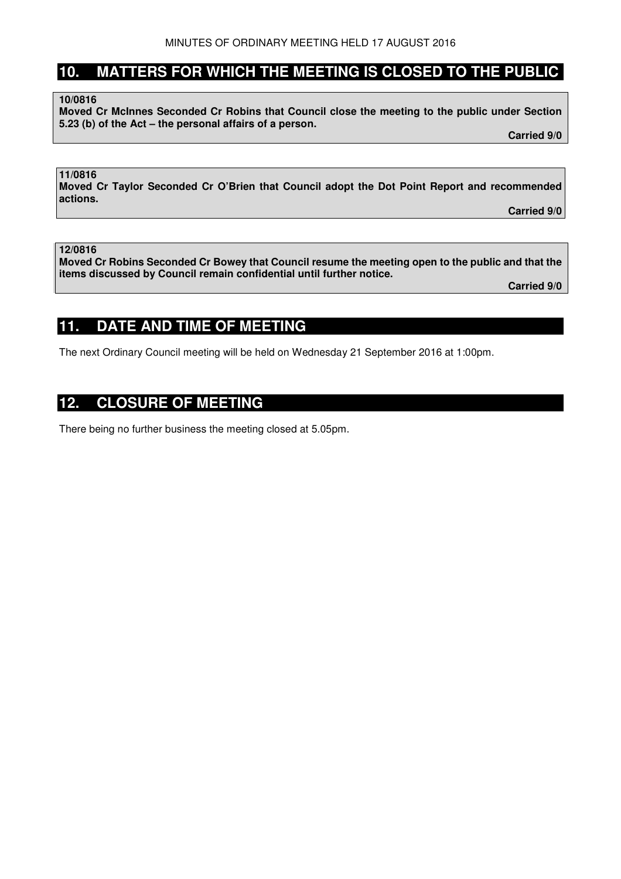## 10. MATTERS FOR WHICH THE MEETING IS CLOSED TO THE PUBLIC

**10/0816**
**Moved Cr McInnes Seconded Cr Robins that Council close the meeting to the public under Section 5.23 (b) of the Act – the personal affairs of a person.**

**Carried 9/0**

**11/0816**
**Moved Cr Taylor Seconded Cr O'Brien that Council adopt the Dot Point Report and recommended actions.**

**Carried 9/0**

**12/0816**
**Moved Cr Robins Seconded Cr Bowey that Council resume the meeting open to the public and that the items discussed by Council remain confidential until further notice.**

**Carried 9/0**

## 11. DATE AND TIME OF MEETING

The next Ordinary Council meeting will be held on Wednesday 21 September 2016 at 1:00pm.

## 12. CLOSURE OF MEETING

There being no further business the meeting closed at 5.05pm.